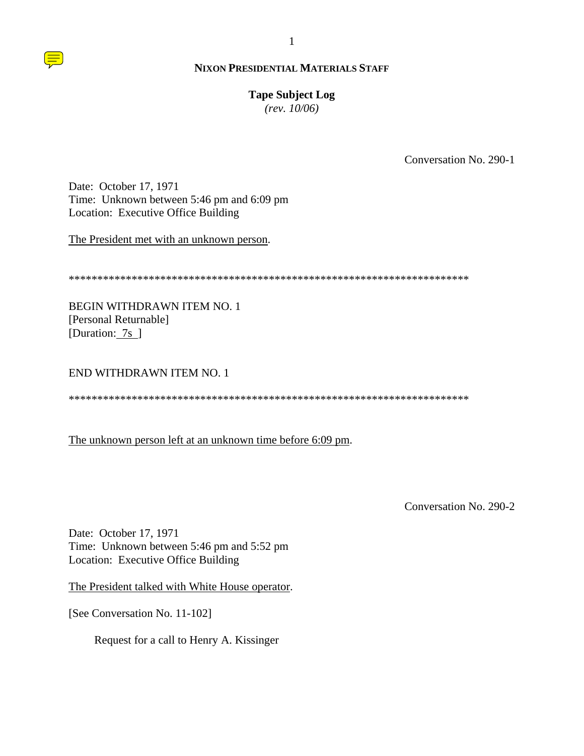**NIXON PRESIDENTIAL MATERIALS STAFF**

**Tape Subject Log**
*(rev. 10/06)*

Conversation No. 290-1

Date: October 17, 1971
Time: Unknown between 5:46 pm and 6:09 pm
Location: Executive Office Building

The President met with an unknown person.

************************************************************************

BEGIN WITHDRAWN ITEM NO. 1
[Personal Returnable]
[Duration: 7s ]

END WITHDRAWN ITEM NO. 1

************************************************************************

The unknown person left at an unknown time before 6:09 pm.

Conversation No. 290-2

Date: October 17, 1971
Time: Unknown between 5:46 pm and 5:52 pm
Location: Executive Office Building

The President talked with White House operator.

[See Conversation No. 11-102]

Request for a call to Henry A. Kissinger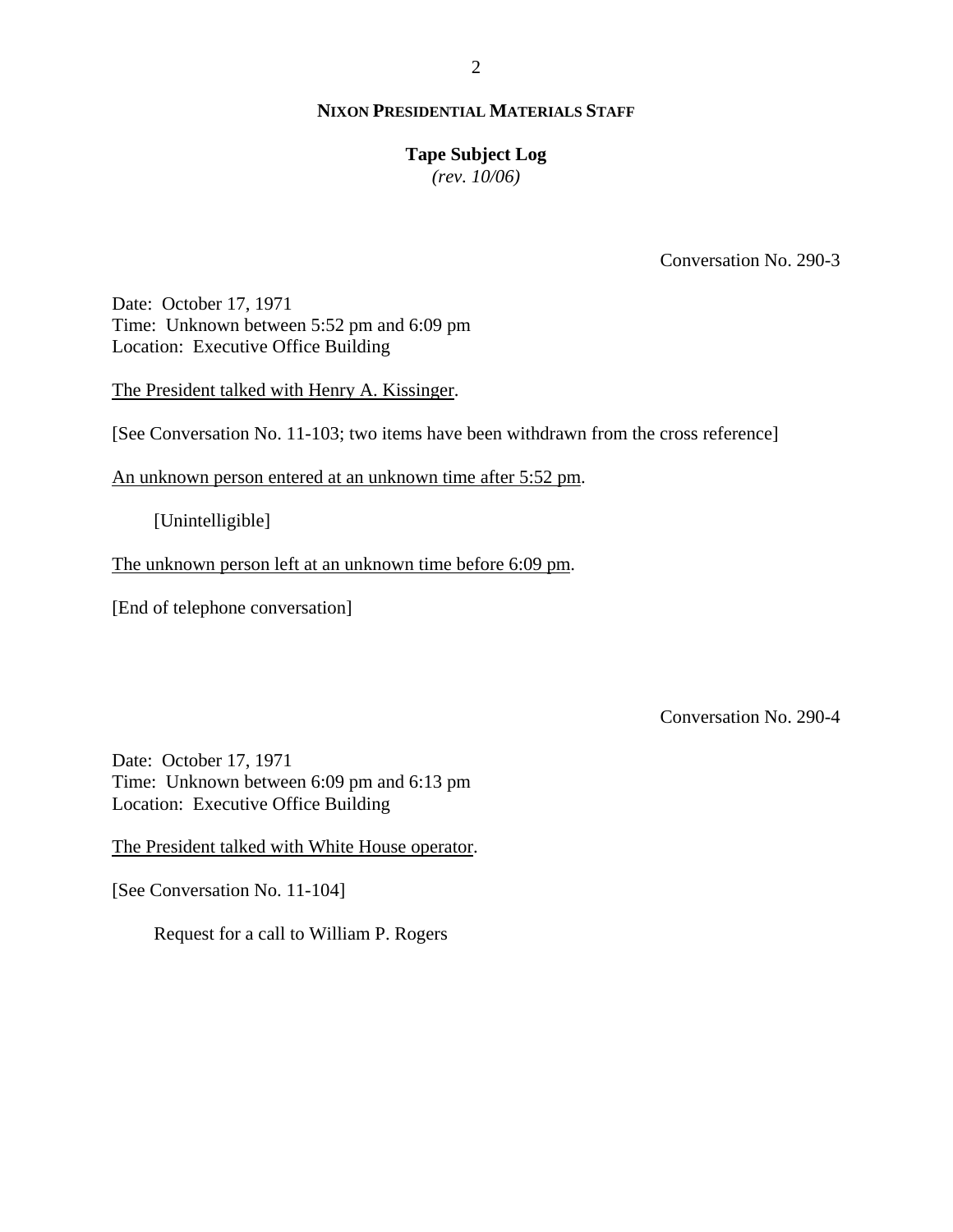Conversation No. 290-3

Date: October 17, 1971
Time: Unknown between 5:52 pm and 6:09 pm
Location: Executive Office Building

<u>The President talked with Henry A. Kissinger</u>.

[See Conversation No. 11-103; two items have been withdrawn from the cross reference]

<u>An unknown person entered at an unknown time after 5:52 pm</u>.

[Unintelligible]

<u>The unknown person left at an unknown time before 6:09 pm</u>.

[End of telephone conversation]

Conversation No. 290-4

Date: October 17, 1971
Time: Unknown between 6:09 pm and 6:13 pm
Location: Executive Office Building

<u>The President talked with White House operator</u>.

[See Conversation No. 11-104]

Request for a call to William P. Rogers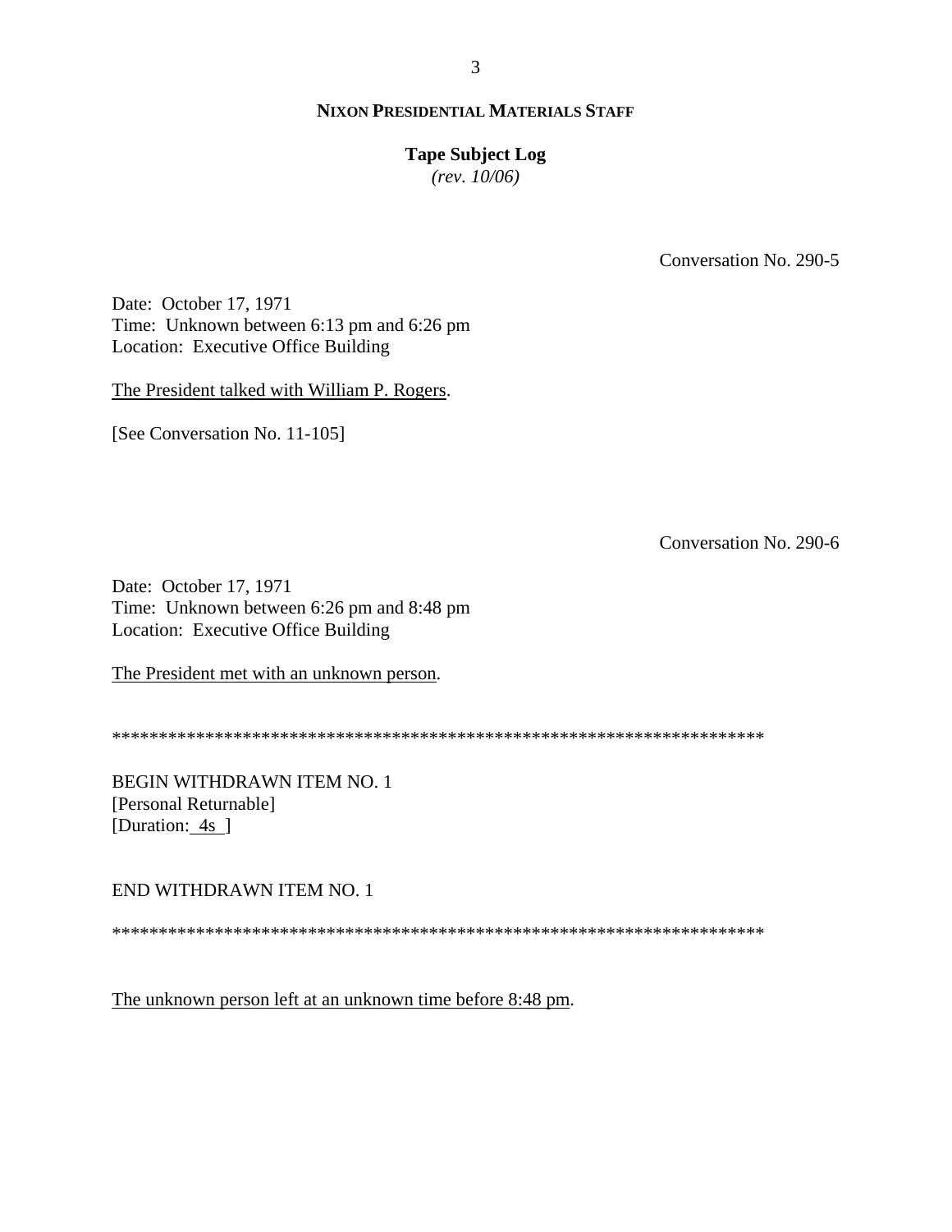**NIXON PRESIDENTIAL MATERIALS STAFF**

**Tape Subject Log**
*(rev. 10/06)*

Conversation No. 290-5

Date: October 17, 1971
Time: Unknown between 6:13 pm and 6:26 pm
Location: Executive Office Building

The President talked with William P. Rogers.

[See Conversation No. 11-105]

Conversation No. 290-6

Date: October 17, 1971
Time: Unknown between 6:26 pm and 8:48 pm
Location: Executive Office Building

The President met with an unknown person.

************************************************************************

BEGIN WITHDRAWN ITEM NO. 1
[Personal Returnable]
[Duration: 4s ]

END WITHDRAWN ITEM NO. 1

************************************************************************

The unknown person left at an unknown time before 8:48 pm.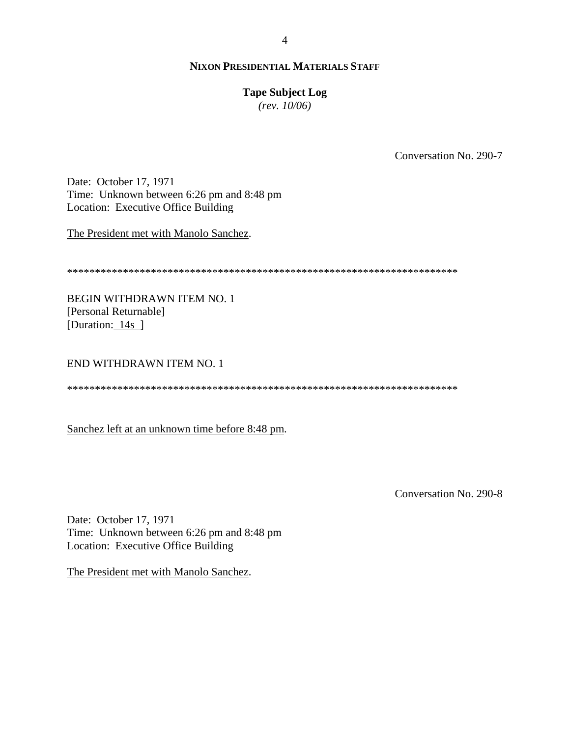**NIXON PRESIDENTIAL MATERIALS STAFF**

**Tape Subject Log**
*(rev. 10/06)*

Conversation No. 290-7

Date: October 17, 1971
Time: Unknown between 6:26 pm and 8:48 pm
Location: Executive Office Building

The President met with Manolo Sanchez.

**********************************************************************

BEGIN WITHDRAWN ITEM NO. 1
[Personal Returnable]
[Duration: 14s ]

END WITHDRAWN ITEM NO. 1

**********************************************************************

Sanchez left at an unknown time before 8:48 pm.

Conversation No. 290-8

Date: October 17, 1971
Time: Unknown between 6:26 pm and 8:48 pm
Location: Executive Office Building

The President met with Manolo Sanchez.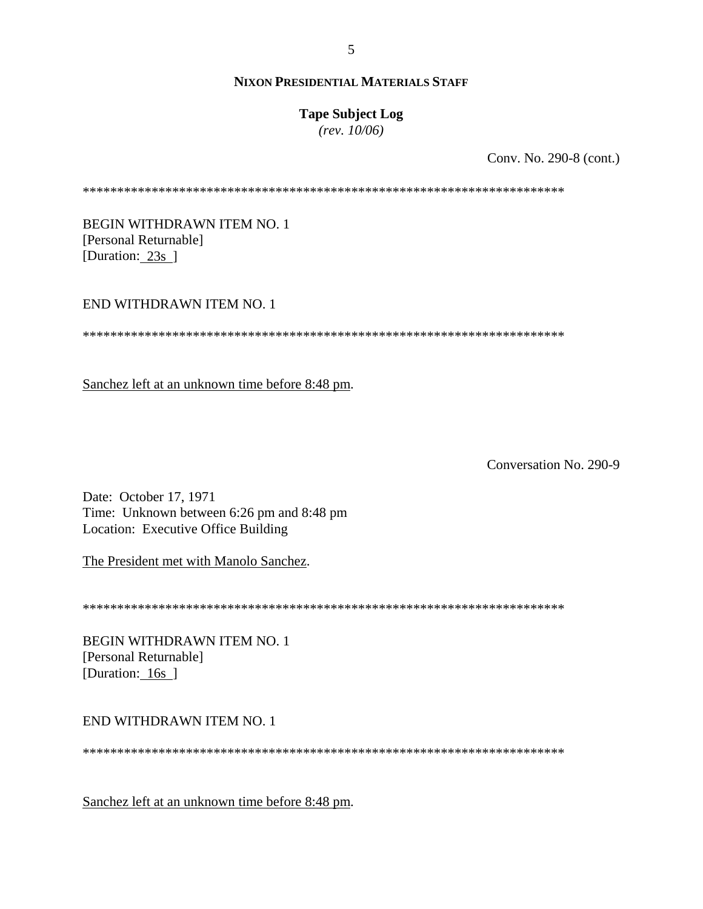**NIXON PRESIDENTIAL MATERIALS STAFF**

**Tape Subject Log**
*(rev. 10/06)*

Conv. No. 290-8 (cont.)

************************************************************************

BEGIN WITHDRAWN ITEM NO. 1
[Personal Returnable]
[Duration: 23s ]

END WITHDRAWN ITEM NO. 1

************************************************************************

Sanchez left at an unknown time before 8:48 pm.

Conversation No. 290-9

Date: October 17, 1971
Time: Unknown between 6:26 pm and 8:48 pm
Location: Executive Office Building

The President met with Manolo Sanchez.

************************************************************************

BEGIN WITHDRAWN ITEM NO. 1
[Personal Returnable]
[Duration: 16s ]

END WITHDRAWN ITEM NO. 1

************************************************************************

Sanchez left at an unknown time before 8:48 pm.